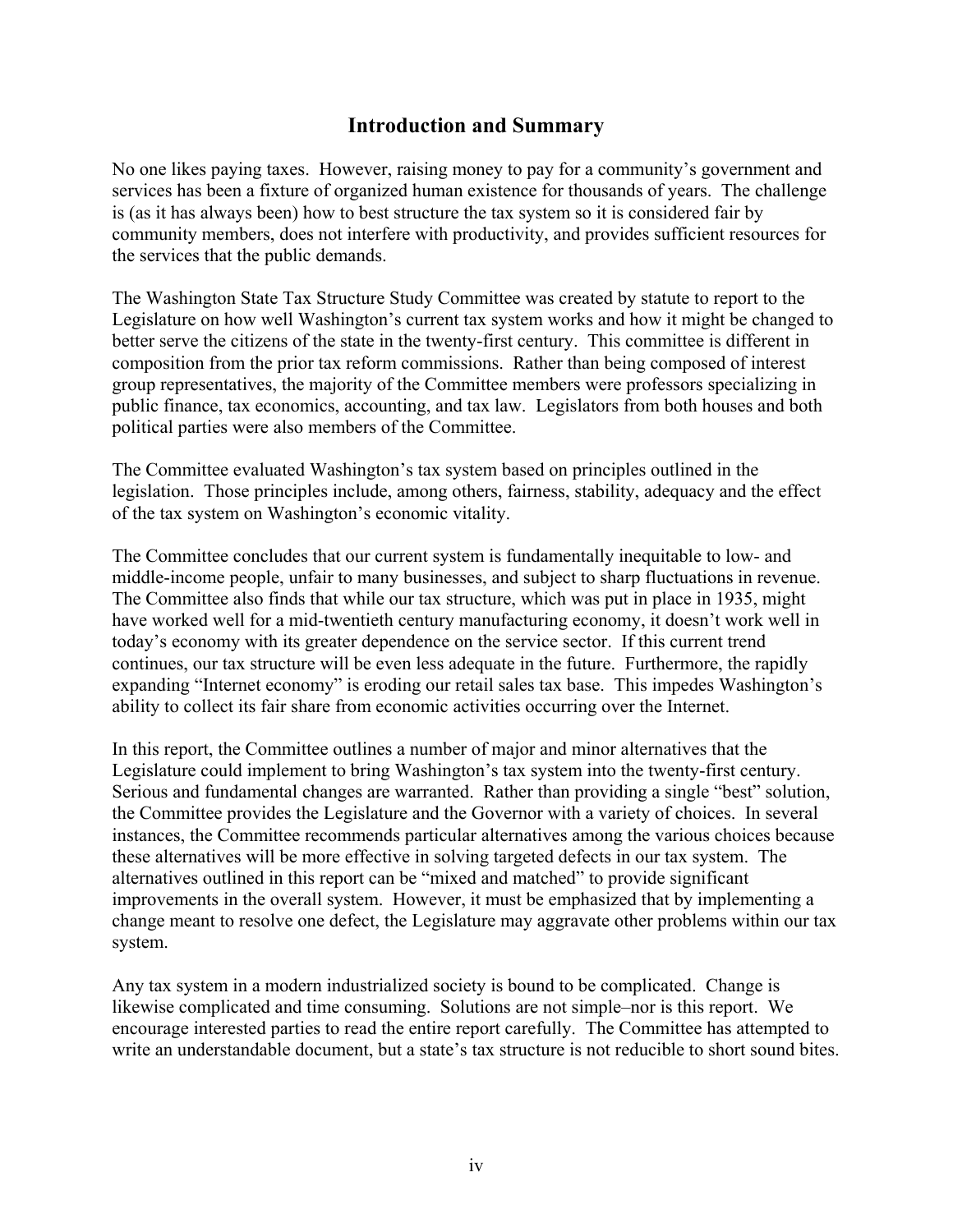# Introduction and Summary

No one likes paying taxes. However, raising money to pay for a community's government and services has been a fixture of organized human existence for thousands of years. The challenge is (as it has always been) how to best structure the tax system so it is considered fair by community members, does not interfere with productivity, and provides sufficient resources for the services that the public demands.

The Washington State Tax Structure Study Committee was created by statute to report to the Legislature on how well Washington's current tax system works and how it might be changed to better serve the citizens of the state in the twenty-first century. This committee is different in composition from the prior tax reform commissions. Rather than being composed of interest group representatives, the majority of the Committee members were professors specializing in public finance, tax economics, accounting, and tax law. Legislators from both houses and both political parties were also members of the Committee.

The Committee evaluated Washington's tax system based on principles outlined in the legislation. Those principles include, among others, fairness, stability, adequacy and the effect of the tax system on Washington's economic vitality.

The Committee concludes that our current system is fundamentally inequitable to low- and middle-income people, unfair to many businesses, and subject to sharp fluctuations in revenue. The Committee also finds that while our tax structure, which was put in place in 1935, might have worked well for a mid-twentieth century manufacturing economy, it doesn't work well in today's economy with its greater dependence on the service sector. If this current trend continues, our tax structure will be even less adequate in the future. Furthermore, the rapidly expanding "Internet economy" is eroding our retail sales tax base. This impedes Washington's ability to collect its fair share from economic activities occurring over the Internet.

In this report, the Committee outlines a number of major and minor alternatives that the Legislature could implement to bring Washington's tax system into the twenty-first century. Serious and fundamental changes are warranted. Rather than providing a single "best" solution, the Committee provides the Legislature and the Governor with a variety of choices. In several instances, the Committee recommends particular alternatives among the various choices because these alternatives will be more effective in solving targeted defects in our tax system. The alternatives outlined in this report can be "mixed and matched" to provide significant improvements in the overall system. However, it must be emphasized that by implementing a change meant to resolve one defect, the Legislature may aggravate other problems within our tax system.

Any tax system in a modern industrialized society is bound to be complicated. Change is likewise complicated and time consuming. Solutions are not simple–nor is this report. We encourage interested parties to read the entire report carefully. The Committee has attempted to write an understandable document, but a state's tax structure is not reducible to short sound bites.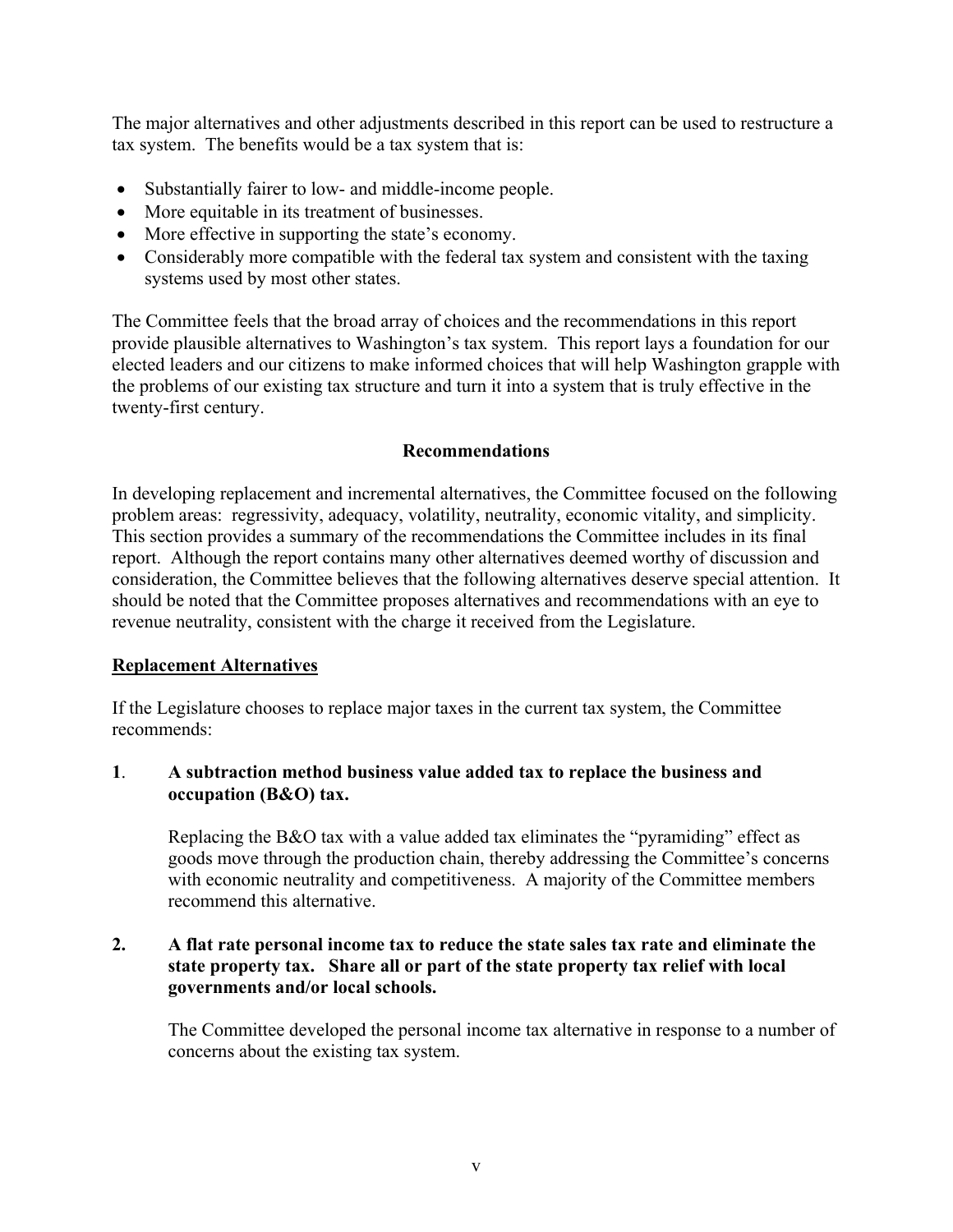The major alternatives and other adjustments described in this report can be used to restructure a tax system. The benefits would be a tax system that is:

- Substantially fairer to low- and middle-income people.
- More equitable in its treatment of businesses.
- More effective in supporting the state's economy.
- Considerably more compatible with the federal tax system and consistent with the taxing systems used by most other states.

The Committee feels that the broad array of choices and the recommendations in this report provide plausible alternatives to Washington's tax system. This report lays a foundation for our elected leaders and our citizens to make informed choices that will help Washington grapple with the problems of our existing tax structure and turn it into a system that is truly effective in the twenty-first century.

## Recommendations

In developing replacement and incremental alternatives, the Committee focused on the following problem areas: regressivity, adequacy, volatility, neutrality, economic vitality, and simplicity. This section provides a summary of the recommendations the Committee includes in its final report. Although the report contains many other alternatives deemed worthy of discussion and consideration, the Committee believes that the following alternatives deserve special attention. It should be noted that the Committee proposes alternatives and recommendations with an eye to revenue neutrality, consistent with the charge it received from the Legislature.

### Replacement Alternatives

If the Legislature chooses to replace major taxes in the current tax system, the Committee recommends:

**1. A subtraction method business value added tax to replace the business and occupation (B&O) tax.**

Replacing the B&O tax with a value added tax eliminates the "pyramiding" effect as goods move through the production chain, thereby addressing the Committee's concerns with economic neutrality and competitiveness. A majority of the Committee members recommend this alternative.

**2. A flat rate personal income tax to reduce the state sales tax rate and eliminate the state property tax. Share all or part of the state property tax relief with local governments and/or local schools.**

The Committee developed the personal income tax alternative in response to a number of concerns about the existing tax system.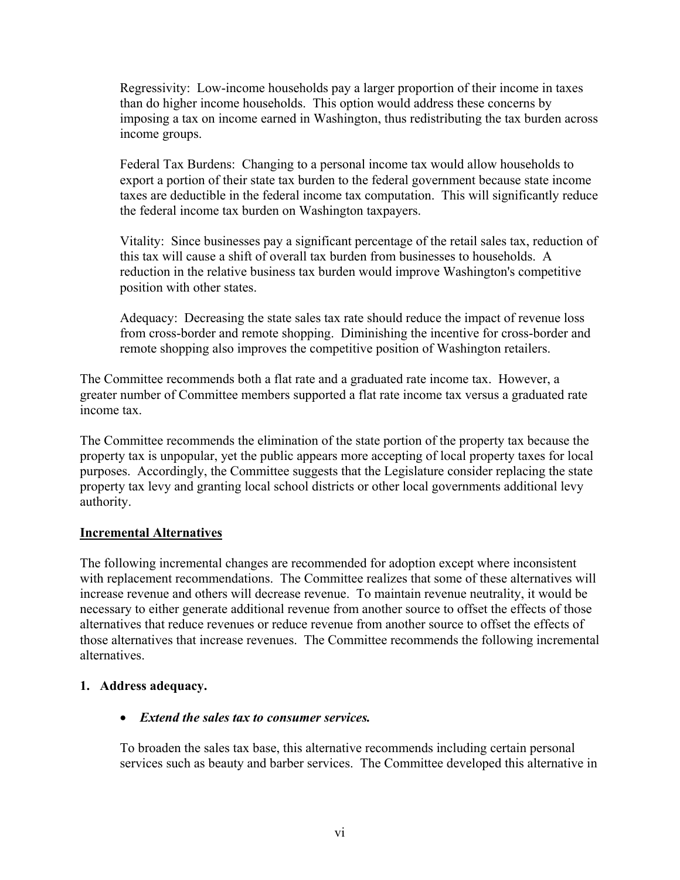Regressivity: Low-income households pay a larger proportion of their income in taxes than do higher income households. This option would address these concerns by imposing a tax on income earned in Washington, thus redistributing the tax burden across income groups.

Federal Tax Burdens: Changing to a personal income tax would allow households to export a portion of their state tax burden to the federal government because state income taxes are deductible in the federal income tax computation. This will significantly reduce the federal income tax burden on Washington taxpayers.

Vitality: Since businesses pay a significant percentage of the retail sales tax, reduction of this tax will cause a shift of overall tax burden from businesses to households. A reduction in the relative business tax burden would improve Washington's competitive position with other states.

Adequacy: Decreasing the state sales tax rate should reduce the impact of revenue loss from cross-border and remote shopping. Diminishing the incentive for cross-border and remote shopping also improves the competitive position of Washington retailers.

The Committee recommends both a flat rate and a graduated rate income tax. However, a greater number of Committee members supported a flat rate income tax versus a graduated rate income tax.

The Committee recommends the elimination of the state portion of the property tax because the property tax is unpopular, yet the public appears more accepting of local property taxes for local purposes. Accordingly, the Committee suggests that the Legislature consider replacing the state property tax levy and granting local school districts or other local governments additional levy authority.

## Incremental Alternatives

The following incremental changes are recommended for adoption except where inconsistent with replacement recommendations. The Committee realizes that some of these alternatives will increase revenue and others will decrease revenue. To maintain revenue neutrality, it would be necessary to either generate additional revenue from another source to offset the effects of those alternatives that reduce revenues or reduce revenue from another source to offset the effects of those alternatives that increase revenues. The Committee recommends the following incremental alternatives.

**1. Address adequacy.**

- ***Extend the sales tax to consumer services.***

  To broaden the sales tax base, this alternative recommends including certain personal services such as beauty and barber services. The Committee developed this alternative in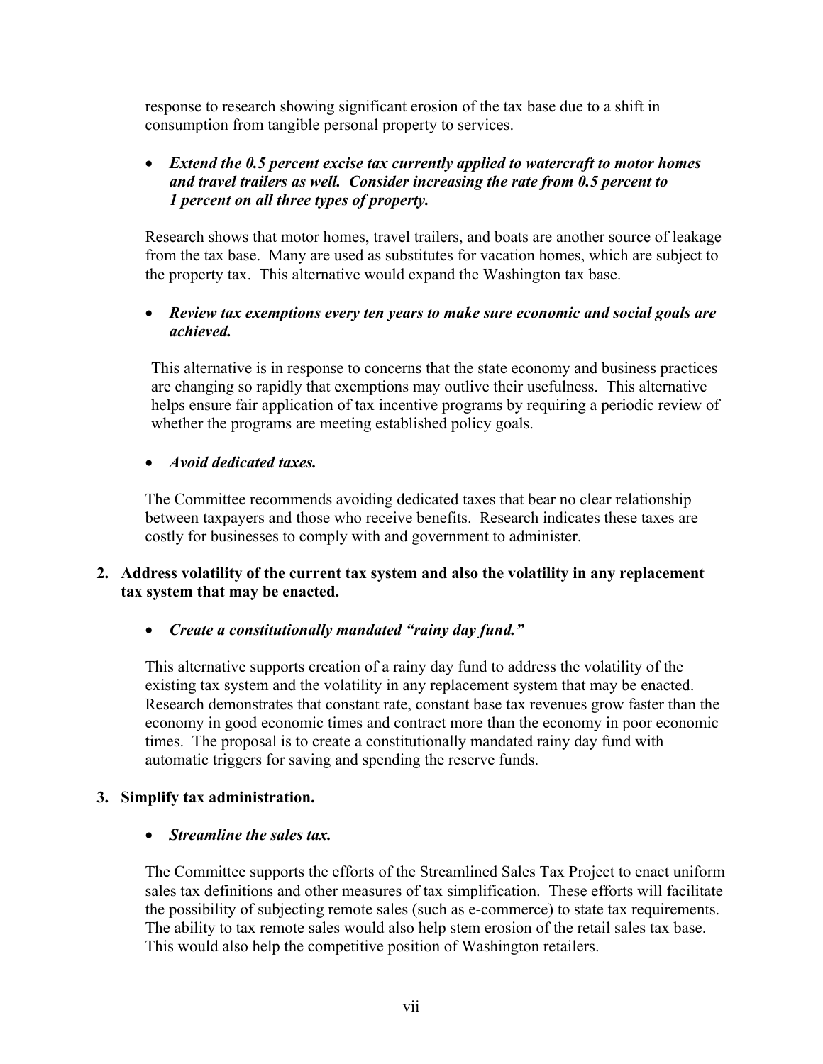response to research showing significant erosion of the tax base due to a shift in consumption from tangible personal property to services.

- ***Extend the 0.5 percent excise tax currently applied to watercraft to motor homes and travel trailers as well. Consider increasing the rate from 0.5 percent to 1 percent on all three types of property.***

Research shows that motor homes, travel trailers, and boats are another source of leakage from the tax base. Many are used as substitutes for vacation homes, which are subject to the property tax. This alternative would expand the Washington tax base.

- ***Review tax exemptions every ten years to make sure economic and social goals are achieved.***

This alternative is in response to concerns that the state economy and business practices are changing so rapidly that exemptions may outlive their usefulness. This alternative helps ensure fair application of tax incentive programs by requiring a periodic review of whether the programs are meeting established policy goals.

- ***Avoid dedicated taxes.***

The Committee recommends avoiding dedicated taxes that bear no clear relationship between taxpayers and those who receive benefits. Research indicates these taxes are costly for businesses to comply with and government to administer.

**2. Address volatility of the current tax system and also the volatility in any replacement tax system that may be enacted.**

- ***Create a constitutionally mandated "rainy day fund."***

This alternative supports creation of a rainy day fund to address the volatility of the existing tax system and the volatility in any replacement system that may be enacted. Research demonstrates that constant rate, constant base tax revenues grow faster than the economy in good economic times and contract more than the economy in poor economic times. The proposal is to create a constitutionally mandated rainy day fund with automatic triggers for saving and spending the reserve funds.

**3. Simplify tax administration.**

- ***Streamline the sales tax.***

The Committee supports the efforts of the Streamlined Sales Tax Project to enact uniform sales tax definitions and other measures of tax simplification. These efforts will facilitate the possibility of subjecting remote sales (such as e-commerce) to state tax requirements. The ability to tax remote sales would also help stem erosion of the retail sales tax base. This would also help the competitive position of Washington retailers.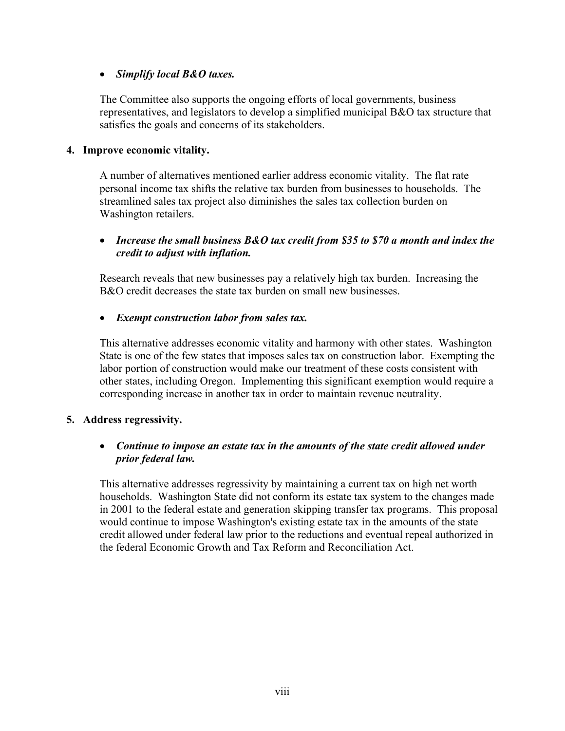- ***Simplify local B&O taxes.***

The Committee also supports the ongoing efforts of local governments, business representatives, and legislators to develop a simplified municipal B&O tax structure that satisfies the goals and concerns of its stakeholders.

**4. Improve economic vitality.**

A number of alternatives mentioned earlier address economic vitality. The flat rate personal income tax shifts the relative tax burden from businesses to households. The streamlined sales tax project also diminishes the sales tax collection burden on Washington retailers.

- ***Increase the small business B&O tax credit from $35 to $70 a month and index the credit to adjust with inflation.***

Research reveals that new businesses pay a relatively high tax burden. Increasing the B&O credit decreases the state tax burden on small new businesses.

- ***Exempt construction labor from sales tax.***

This alternative addresses economic vitality and harmony with other states. Washington State is one of the few states that imposes sales tax on construction labor. Exempting the labor portion of construction would make our treatment of these costs consistent with other states, including Oregon. Implementing this significant exemption would require a corresponding increase in another tax in order to maintain revenue neutrality.

**5. Address regressivity.**

- ***Continue to impose an estate tax in the amounts of the state credit allowed under prior federal law.***

This alternative addresses regressivity by maintaining a current tax on high net worth households. Washington State did not conform its estate tax system to the changes made in 2001 to the federal estate and generation skipping transfer tax programs. This proposal would continue to impose Washington's existing estate tax in the amounts of the state credit allowed under federal law prior to the reductions and eventual repeal authorized in the federal Economic Growth and Tax Reform and Reconciliation Act.